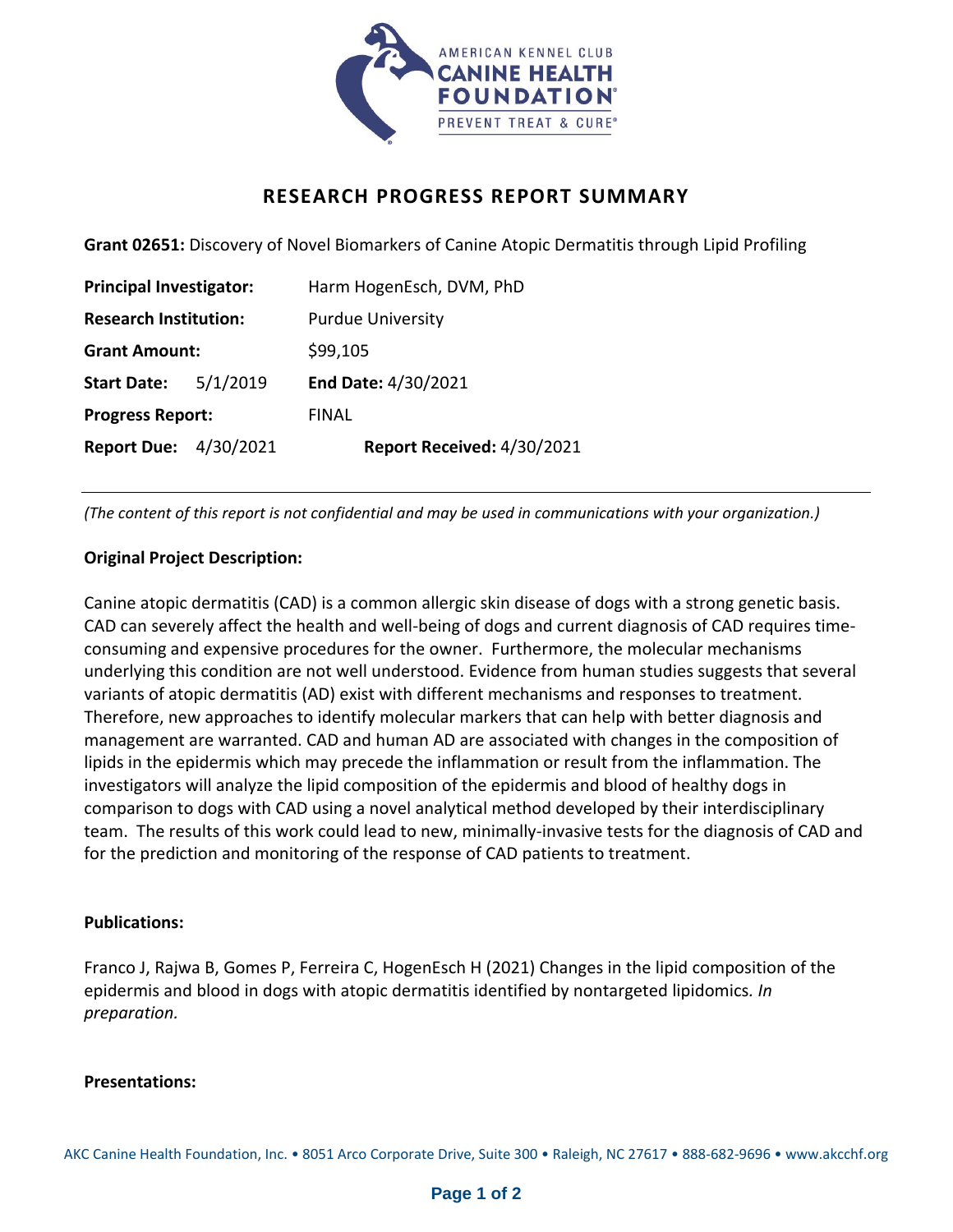# RESEARCH PROGRESS REPORT SUMMARY

**Grant 02651:** Discovery of Novel Biomarkers of Canine Atopic Dermatitis through Lipid Profiling

**Principal Investigator:** Harm HogenEsch, DVM, PhD

**Research Institution:** Purdue University

**Grant Amount:** $99,105

**Start Date:** 5/1/2019 **End Date:** 4/30/2021

**Progress Report:** FINAL

**Report Due:** 4/30/2021 **Report Received:** 4/30/2021

---

*(The content of this report is not confidential and may be used in communications with your organization.)*

**Original Project Description:**

Canine atopic dermatitis (CAD) is a common allergic skin disease of dogs with a strong genetic basis. CAD can severely affect the health and well-being of dogs and current diagnosis of CAD requires time-consuming and expensive procedures for the owner. Furthermore, the molecular mechanisms underlying this condition are not well understood. Evidence from human studies suggests that several variants of atopic dermatitis (AD) exist with different mechanisms and responses to treatment. Therefore, new approaches to identify molecular markers that can help with better diagnosis and management are warranted. CAD and human AD are associated with changes in the composition of lipids in the epidermis which may precede the inflammation or result from the inflammation. The investigators will analyze the lipid composition of the epidermis and blood of healthy dogs in comparison to dogs with CAD using a novel analytical method developed by their interdisciplinary team. The results of this work could lead to new, minimally-invasive tests for the diagnosis of CAD and for the prediction and monitoring of the response of CAD patients to treatment.

**Publications:**

Franco J, Rajwa B, Gomes P, Ferreira C, HogenEsch H (2021) Changes in the lipid composition of the epidermis and blood in dogs with atopic dermatitis identified by nontargeted lipidomics. *In preparation.*

**Presentations:**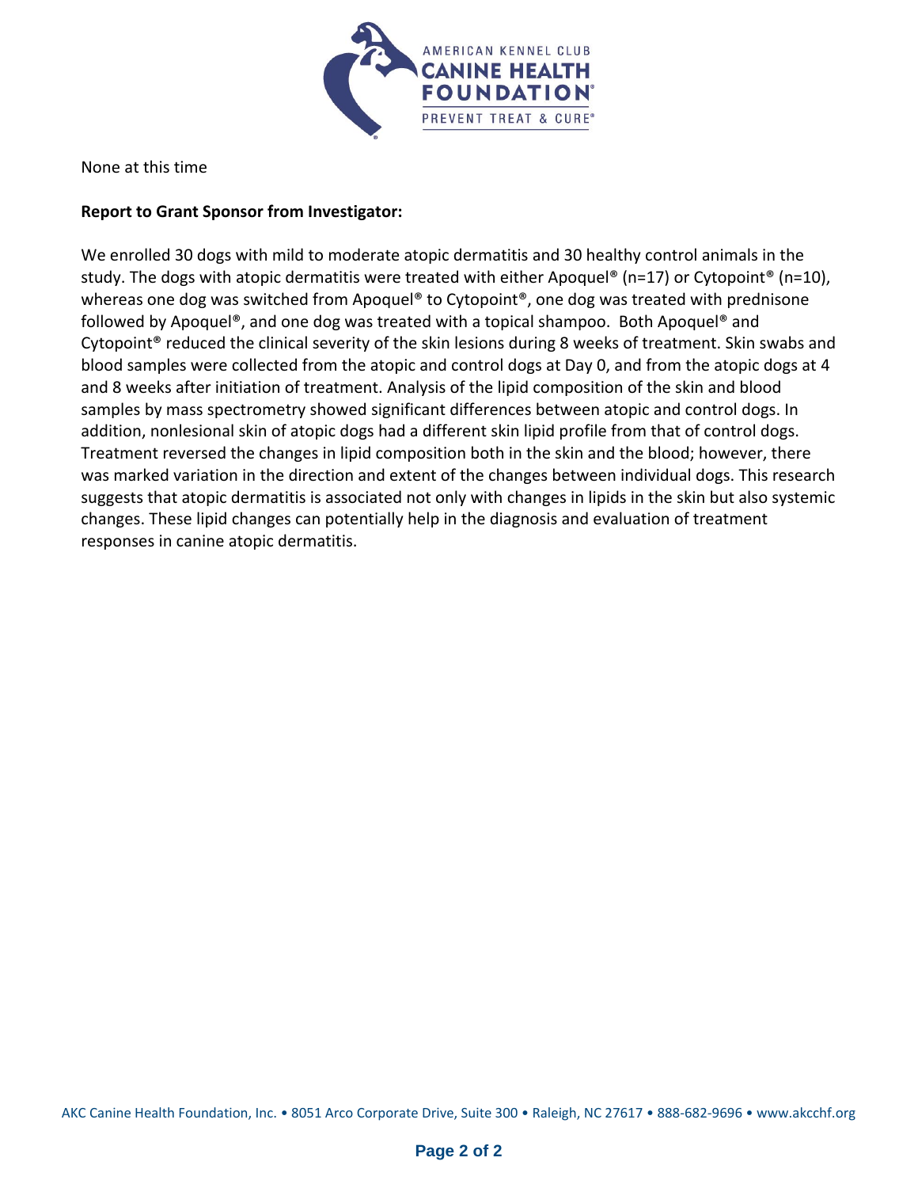None at this time

**Report to Grant Sponsor from Investigator:**

We enrolled 30 dogs with mild to moderate atopic dermatitis and 30 healthy control animals in the study. The dogs with atopic dermatitis were treated with either Apoquel® (n=17) or Cytopoint® (n=10), whereas one dog was switched from Apoquel® to Cytopoint®, one dog was treated with prednisone followed by Apoquel®, and one dog was treated with a topical shampoo. Both Apoquel® and Cytopoint® reduced the clinical severity of the skin lesions during 8 weeks of treatment. Skin swabs and blood samples were collected from the atopic and control dogs at Day 0, and from the atopic dogs at 4 and 8 weeks after initiation of treatment. Analysis of the lipid composition of the skin and blood samples by mass spectrometry showed significant differences between atopic and control dogs. In addition, nonlesional skin of atopic dogs had a different skin lipid profile from that of control dogs. Treatment reversed the changes in lipid composition both in the skin and the blood; however, there was marked variation in the direction and extent of the changes between individual dogs. This research suggests that atopic dermatitis is associated not only with changes in lipids in the skin but also systemic changes. These lipid changes can potentially help in the diagnosis and evaluation of treatment responses in canine atopic dermatitis.